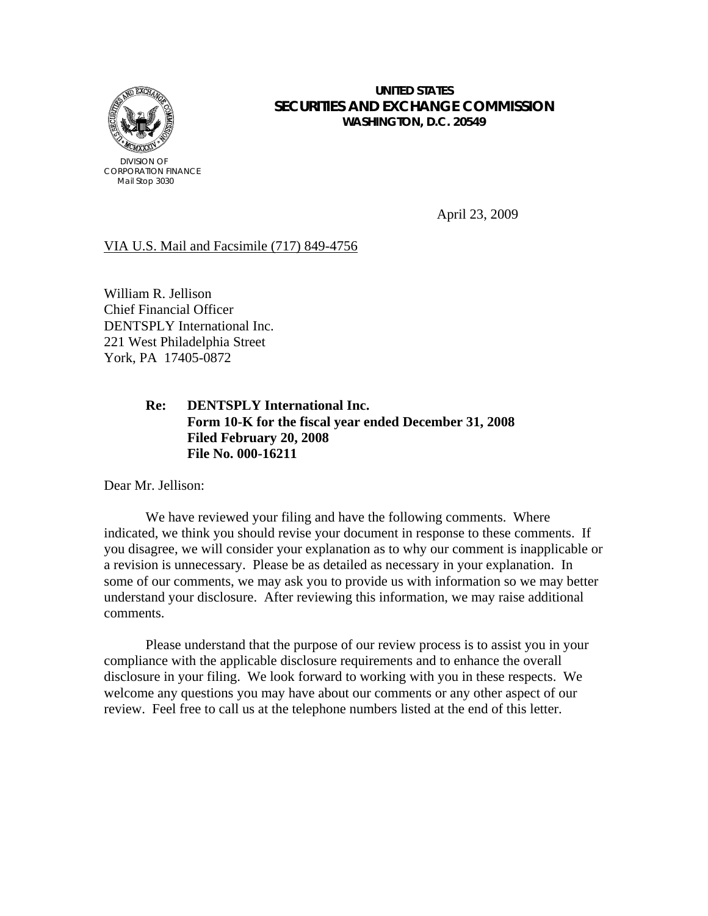UNITED STATES
**SECURITIES AND EXCHANGE COMMISSION**
WASHINGTON, D.C. 20549

DIVISION OF
CORPORATION FINANCE
Mail Stop 3030

April 23, 2009

VIA U.S. Mail and Facsimile (717) 849-4756

William R. Jellison
Chief Financial Officer
DENTSPLY International Inc.
221 West Philadelphia Street
York, PA 17405-0872

> **Re: DENTSPLY International Inc.**
> **Form 10-K for the fiscal year ended December 31, 2008**
> **Filed February 20, 2008**
> **File No. 000-16211**

Dear Mr. Jellison:

We have reviewed your filing and have the following comments. Where indicated, we think you should revise your document in response to these comments. If you disagree, we will consider your explanation as to why our comment is inapplicable or a revision is unnecessary. Please be as detailed as necessary in your explanation. In some of our comments, we may ask you to provide us with information so we may better understand your disclosure. After reviewing this information, we may raise additional comments.

Please understand that the purpose of our review process is to assist you in your compliance with the applicable disclosure requirements and to enhance the overall disclosure in your filing. We look forward to working with you in these respects. We welcome any questions you may have about our comments or any other aspect of our review. Feel free to call us at the telephone numbers listed at the end of this letter.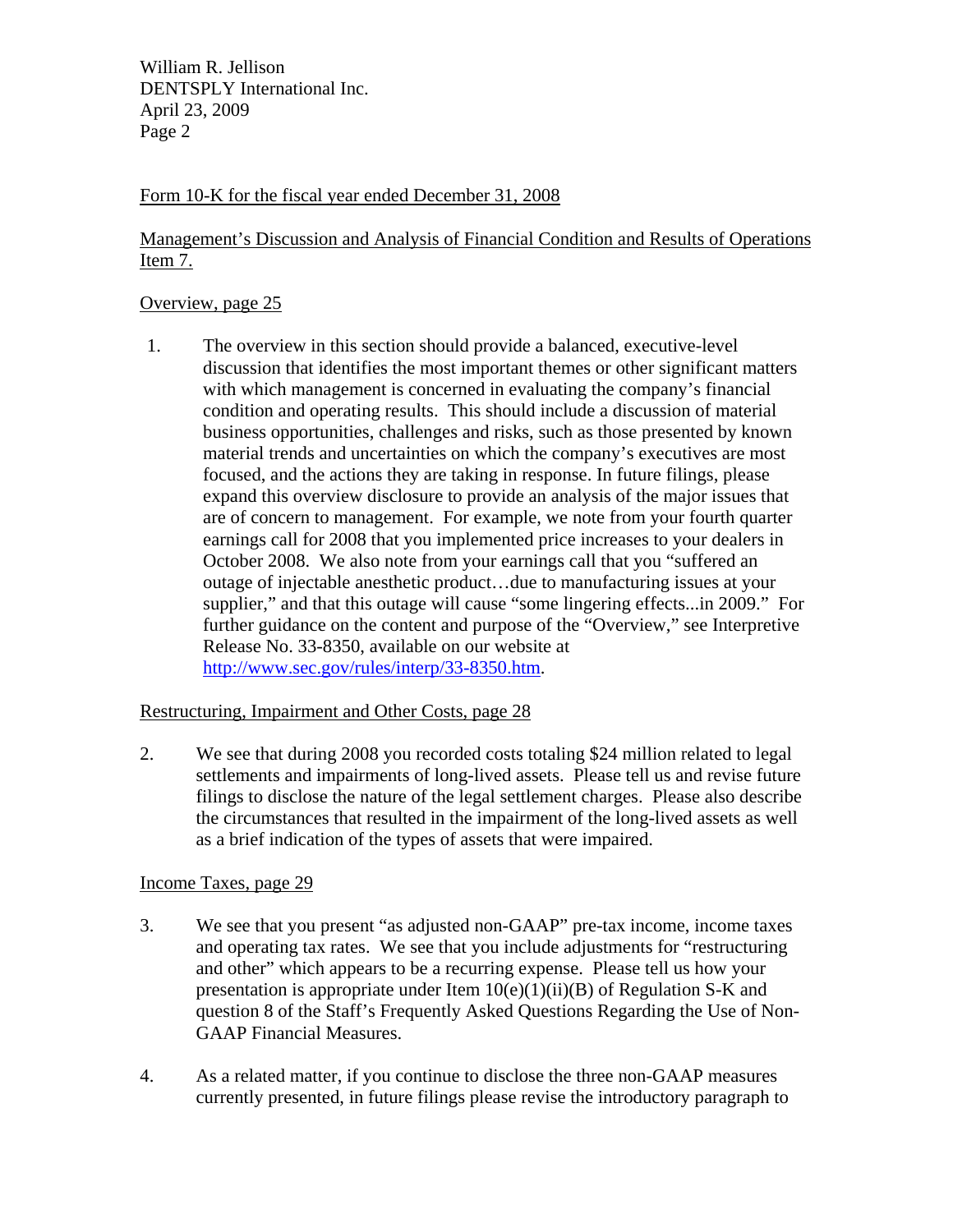Form 10-K for the fiscal year ended December 31, 2008

Management's Discussion and Analysis of Financial Condition and Results of Operations Item 7.

Overview, page 25

1. The overview in this section should provide a balanced, executive-level discussion that identifies the most important themes or other significant matters with which management is concerned in evaluating the company's financial condition and operating results. This should include a discussion of material business opportunities, challenges and risks, such as those presented by known material trends and uncertainties on which the company's executives are most focused, and the actions they are taking in response. In future filings, please expand this overview disclosure to provide an analysis of the major issues that are of concern to management. For example, we note from your fourth quarter earnings call for 2008 that you implemented price increases to your dealers in October 2008. We also note from your earnings call that you "suffered an outage of injectable anesthetic product…due to manufacturing issues at your supplier," and that this outage will cause "some lingering effects...in 2009." For further guidance on the content and purpose of the "Overview," see Interpretive Release No. 33-8350, available on our website at http://www.sec.gov/rules/interp/33-8350.htm.

Restructuring, Impairment and Other Costs, page 28

2. We see that during 2008 you recorded costs totaling $24 million related to legal settlements and impairments of long-lived assets. Please tell us and revise future filings to disclose the nature of the legal settlement charges. Please also describe the circumstances that resulted in the impairment of the long-lived assets as well as a brief indication of the types of assets that were impaired.

Income Taxes, page 29

3. We see that you present "as adjusted non-GAAP" pre-tax income, income taxes and operating tax rates. We see that you include adjustments for "restructuring and other" which appears to be a recurring expense. Please tell us how your presentation is appropriate under Item 10(e)(1)(ii)(B) of Regulation S-K and question 8 of the Staff's Frequently Asked Questions Regarding the Use of Non-GAAP Financial Measures.

4. As a related matter, if you continue to disclose the three non-GAAP measures currently presented, in future filings please revise the introductory paragraph to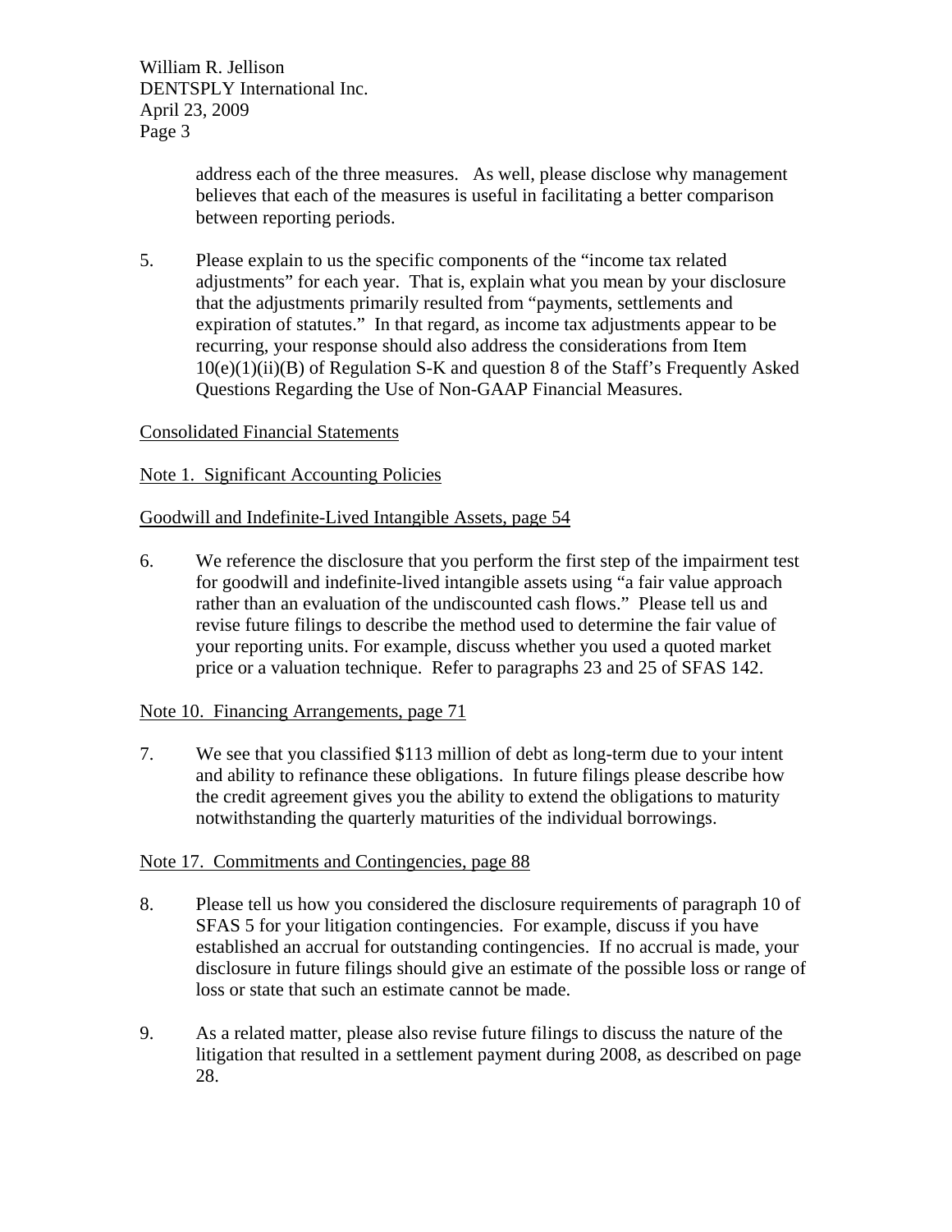address each of the three measures. As well, please disclose why management believes that each of the measures is useful in facilitating a better comparison between reporting periods.

5. Please explain to us the specific components of the "income tax related adjustments" for each year. That is, explain what you mean by your disclosure that the adjustments primarily resulted from "payments, settlements and expiration of statutes." In that regard, as income tax adjustments appear to be recurring, your response should also address the considerations from Item 10(e)(1)(ii)(B) of Regulation S-K and question 8 of the Staff's Frequently Asked Questions Regarding the Use of Non-GAAP Financial Measures.

Consolidated Financial Statements

Note 1. Significant Accounting Policies

Goodwill and Indefinite-Lived Intangible Assets, page 54

6. We reference the disclosure that you perform the first step of the impairment test for goodwill and indefinite-lived intangible assets using "a fair value approach rather than an evaluation of the undiscounted cash flows." Please tell us and revise future filings to describe the method used to determine the fair value of your reporting units. For example, discuss whether you used a quoted market price or a valuation technique. Refer to paragraphs 23 and 25 of SFAS 142.

Note 10. Financing Arrangements, page 71

7. We see that you classified $113 million of debt as long-term due to your intent and ability to refinance these obligations. In future filings please describe how the credit agreement gives you the ability to extend the obligations to maturity notwithstanding the quarterly maturities of the individual borrowings.

Note 17. Commitments and Contingencies, page 88

8. Please tell us how you considered the disclosure requirements of paragraph 10 of SFAS 5 for your litigation contingencies. For example, discuss if you have established an accrual for outstanding contingencies. If no accrual is made, your disclosure in future filings should give an estimate of the possible loss or range of loss or state that such an estimate cannot be made.

9. As a related matter, please also revise future filings to discuss the nature of the litigation that resulted in a settlement payment during 2008, as described on page 28.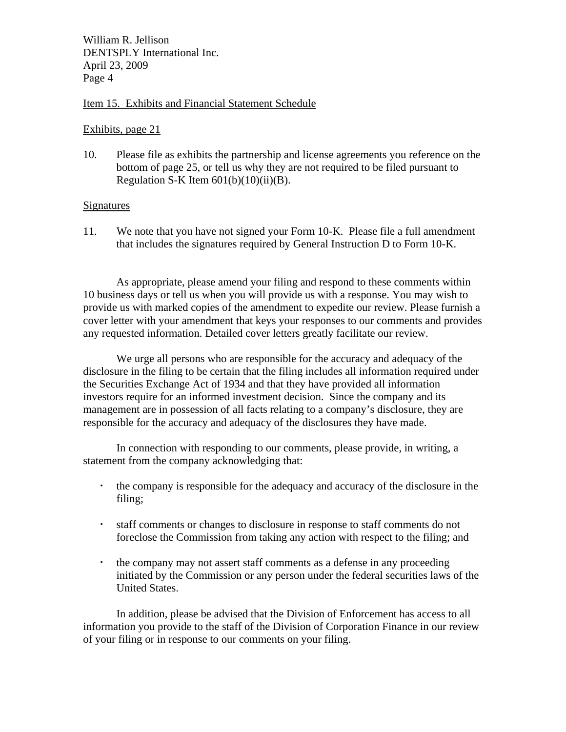Item 15. Exhibits and Financial Statement Schedule

Exhibits, page 21

10. Please file as exhibits the partnership and license agreements you reference on the bottom of page 25, or tell us why they are not required to be filed pursuant to Regulation S-K Item 601(b)(10)(ii)(B).

Signatures

11. We note that you have not signed your Form 10-K. Please file a full amendment that includes the signatures required by General Instruction D to Form 10-K.

As appropriate, please amend your filing and respond to these comments within 10 business days or tell us when you will provide us with a response. You may wish to provide us with marked copies of the amendment to expedite our review. Please furnish a cover letter with your amendment that keys your responses to our comments and provides any requested information. Detailed cover letters greatly facilitate our review.

We urge all persons who are responsible for the accuracy and adequacy of the disclosure in the filing to be certain that the filing includes all information required under the Securities Exchange Act of 1934 and that they have provided all information investors require for an informed investment decision. Since the company and its management are in possession of all facts relating to a company's disclosure, they are responsible for the accuracy and adequacy of the disclosures they have made.

In connection with responding to our comments, please provide, in writing, a statement from the company acknowledging that:

- the company is responsible for the adequacy and accuracy of the disclosure in the filing;
- staff comments or changes to disclosure in response to staff comments do not foreclose the Commission from taking any action with respect to the filing; and
- the company may not assert staff comments as a defense in any proceeding initiated by the Commission or any person under the federal securities laws of the United States.

In addition, please be advised that the Division of Enforcement has access to all information you provide to the staff of the Division of Corporation Finance in our review of your filing or in response to our comments on your filing.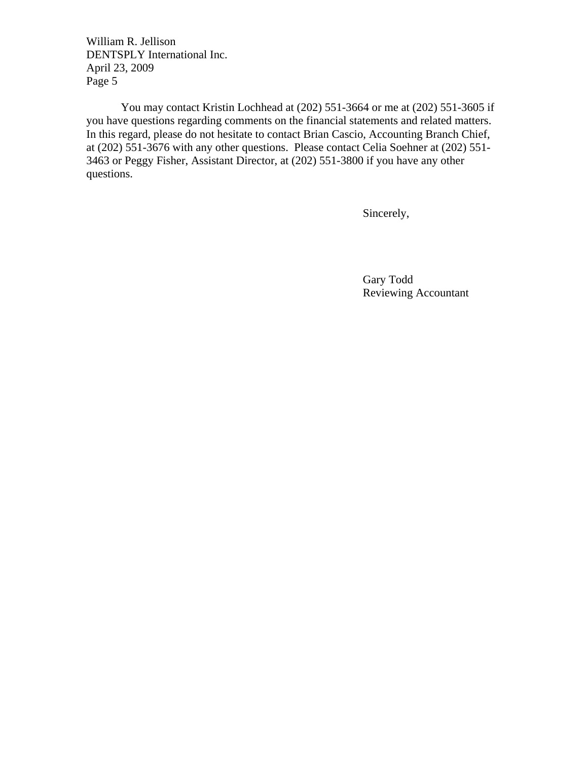William R. Jellison
DENTSPLY International Inc.
April 23, 2009

You may contact Kristin Lochhead at (202) 551-3664 or me at (202) 551-3605 if you have questions regarding comments on the financial statements and related matters. In this regard, please do not hesitate to contact Brian Cascio, Accounting Branch Chief, at (202) 551-3676 with any other questions. Please contact Celia Soehner at (202) 551-3463 or Peggy Fisher, Assistant Director, at (202) 551-3800 if you have any other questions.

Sincerely,

Gary Todd
Reviewing Accountant